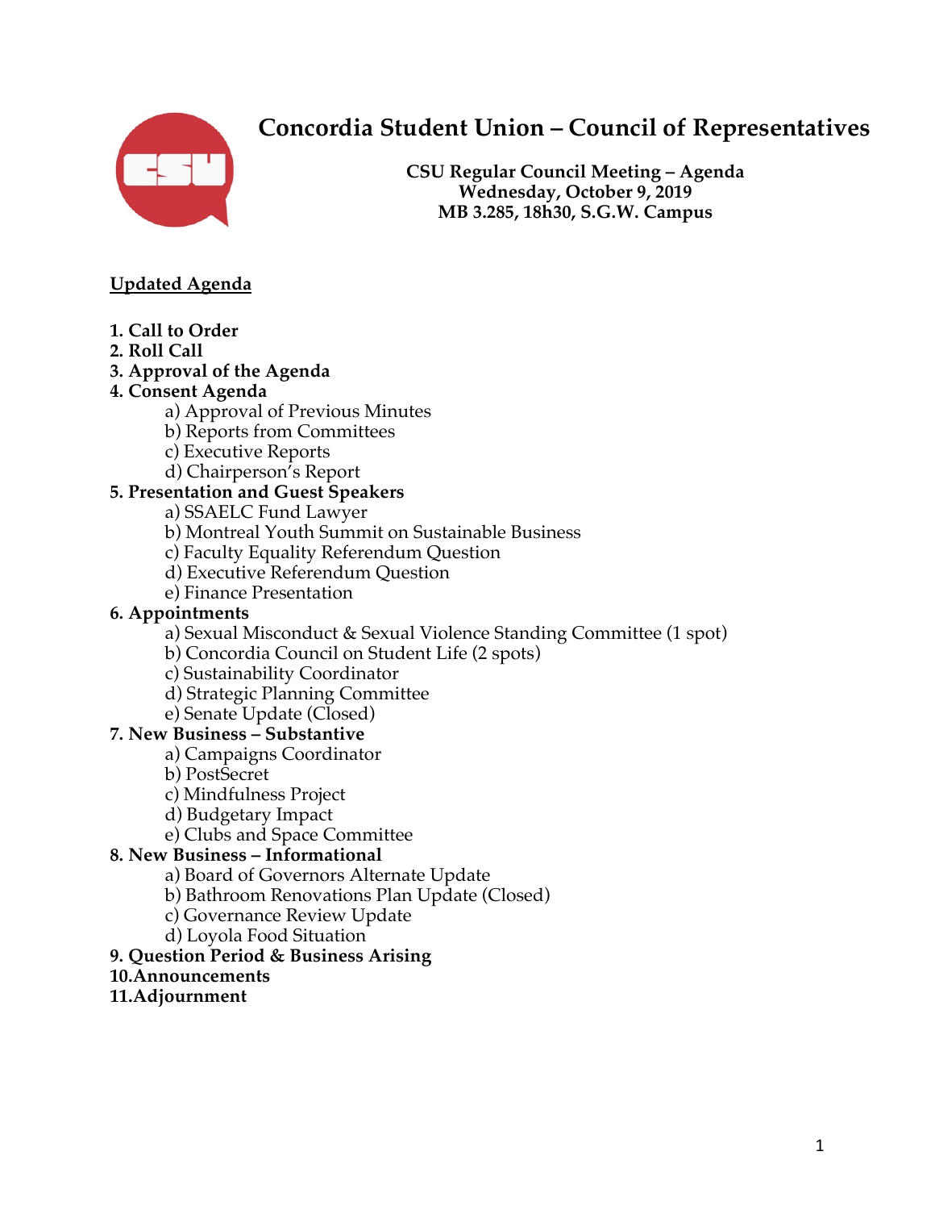# Concordia Student Union – Council of Representatives

**CSU Regular Council Meeting – Agenda**
**Wednesday, October 9, 2019**
**MB 3.285, 18h30, S.G.W. Campus**

**Updated Agenda**

**1. Call to Order**
**2. Roll Call**
**3. Approval of the Agenda**
**4. Consent Agenda**
- a) Approval of Previous Minutes
- b) Reports from Committees
- c) Executive Reports
- d) Chairperson's Report

**5. Presentation and Guest Speakers**
- a) SSAELC Fund Lawyer
- b) Montreal Youth Summit on Sustainable Business
- c) Faculty Equality Referendum Question
- d) Executive Referendum Question
- e) Finance Presentation

**6. Appointments**
- a) Sexual Misconduct & Sexual Violence Standing Committee (1 spot)
- b) Concordia Council on Student Life (2 spots)
- c) Sustainability Coordinator
- d) Strategic Planning Committee
- e) Senate Update (Closed)

**7. New Business – Substantive**
- a) Campaigns Coordinator
- b) PostSecret
- c) Mindfulness Project
- d) Budgetary Impact
- e) Clubs and Space Committee

**8. New Business – Informational**
- a) Board of Governors Alternate Update
- b) Bathroom Renovations Plan Update (Closed)
- c) Governance Review Update
- d) Loyola Food Situation

**9. Question Period & Business Arising**
**10. Announcements**
**11. Adjournment**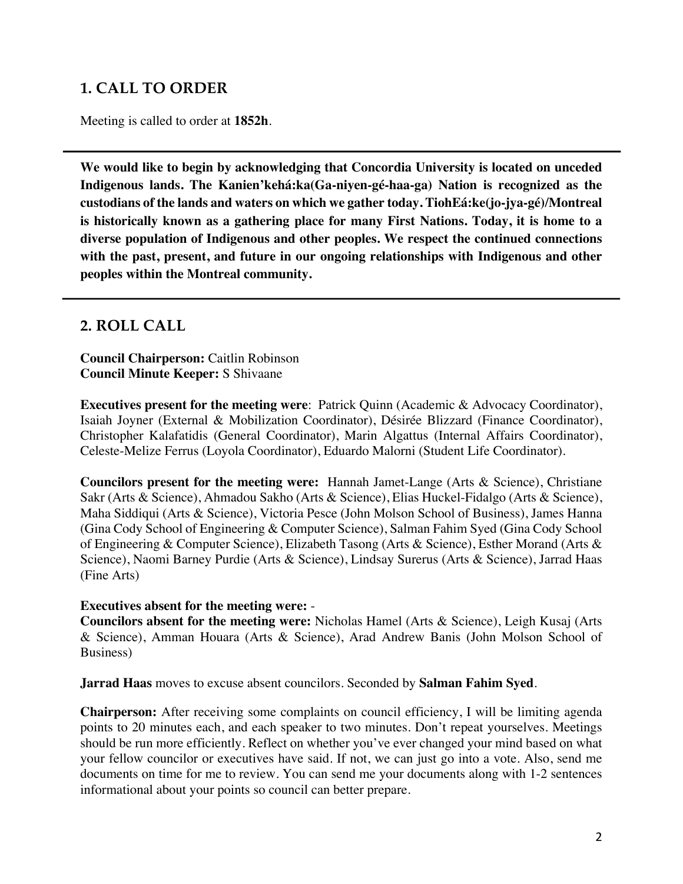## 1. CALL TO ORDER

Meeting is called to order at **1852h**.

---

**We would like to begin by acknowledging that Concordia University is located on unceded Indigenous lands. The Kanien'kehá:ka(Ga-niyen-gé-haa-ga) Nation is recognized as the custodians of the lands and waters on which we gather today. TiohEá:ke(jo-jya-gé)/Montreal is historically known as a gathering place for many First Nations. Today, it is home to a diverse population of Indigenous and other peoples. We respect the continued connections with the past, present, and future in our ongoing relationships with Indigenous and other peoples within the Montreal community.**

---

## 2. ROLL CALL

**Council Chairperson:** Caitlin Robinson
**Council Minute Keeper:** S Shivaane

**Executives present for the meeting were**: Patrick Quinn (Academic & Advocacy Coordinator), Isaiah Joyner (External & Mobilization Coordinator), Désirée Blizzard (Finance Coordinator), Christopher Kalafatidis (General Coordinator), Marin Algattus (Internal Affairs Coordinator), Celeste-Melize Ferrus (Loyola Coordinator), Eduardo Malorni (Student Life Coordinator).

**Councilors present for the meeting were:** Hannah Jamet-Lange (Arts & Science), Christiane Sakr (Arts & Science), Ahmadou Sakho (Arts & Science), Elias Huckel-Fidalgo (Arts & Science), Maha Siddiqui (Arts & Science), Victoria Pesce (John Molson School of Business), James Hanna (Gina Cody School of Engineering & Computer Science), Salman Fahim Syed (Gina Cody School of Engineering & Computer Science), Elizabeth Tasong (Arts & Science), Esther Morand (Arts & Science), Naomi Barney Purdie (Arts & Science), Lindsay Surerus (Arts & Science), Jarrad Haas (Fine Arts)

**Executives absent for the meeting were:** -
**Councilors absent for the meeting were:** Nicholas Hamel (Arts & Science), Leigh Kusaj (Arts & Science), Amman Houara (Arts & Science), Arad Andrew Banis (John Molson School of Business)

**Jarrad Haas** moves to excuse absent councilors. Seconded by **Salman Fahim Syed**.

**Chairperson:** After receiving some complaints on council efficiency, I will be limiting agenda points to 20 minutes each, and each speaker to two minutes. Don't repeat yourselves. Meetings should be run more efficiently. Reflect on whether you've ever changed your mind based on what your fellow councilor or executives have said. If not, we can just go into a vote. Also, send me documents on time for me to review. You can send me your documents along with 1-2 sentences informational about your points so council can better prepare.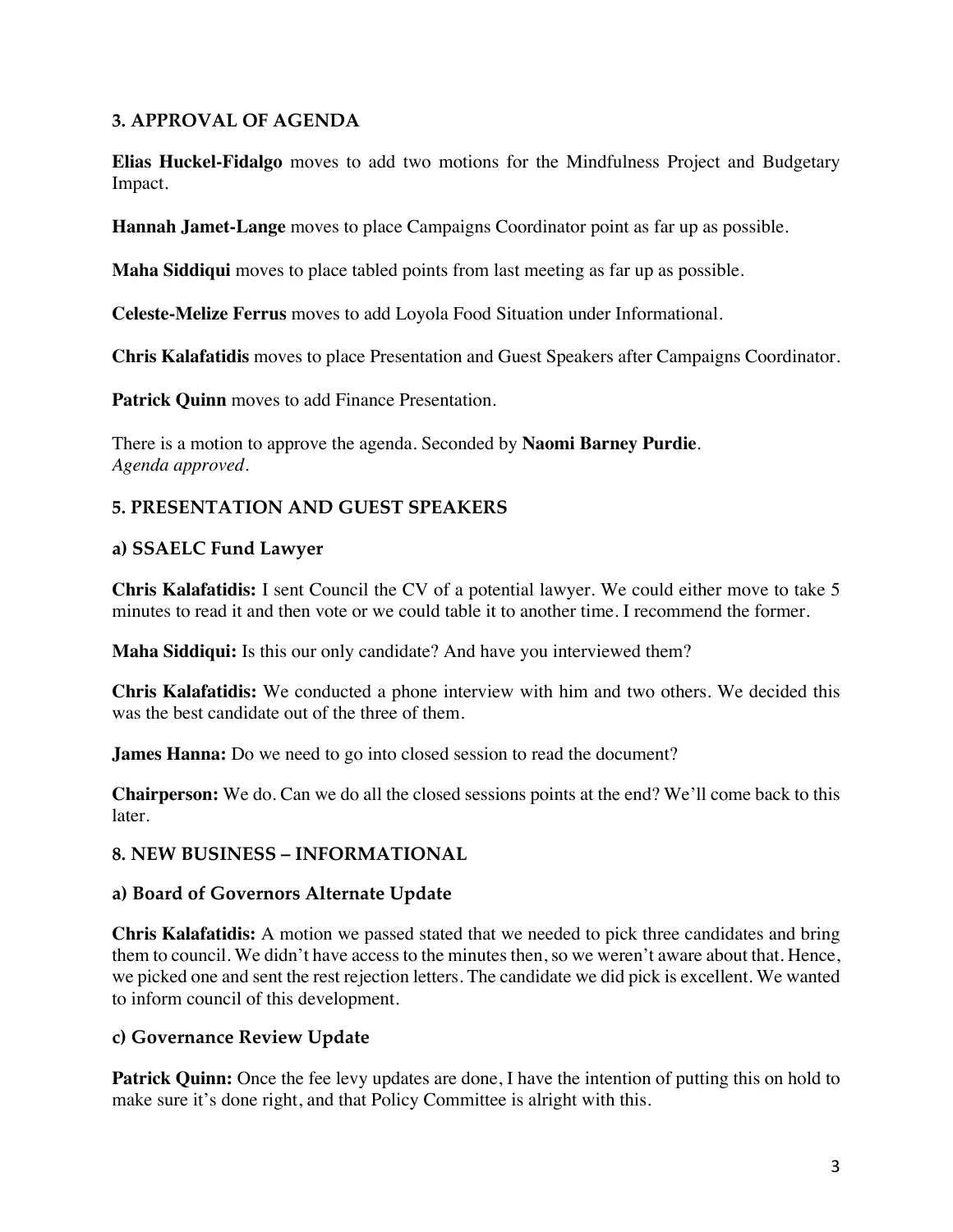## 3. APPROVAL OF AGENDA

**Elias Huckel-Fidalgo** moves to add two motions for the Mindfulness Project and Budgetary Impact.

**Hannah Jamet-Lange** moves to place Campaigns Coordinator point as far up as possible.

**Maha Siddiqui** moves to place tabled points from last meeting as far up as possible.

**Celeste-Melize Ferrus** moves to add Loyola Food Situation under Informational.

**Chris Kalafatidis** moves to place Presentation and Guest Speakers after Campaigns Coordinator.

**Patrick Quinn** moves to add Finance Presentation.

There is a motion to approve the agenda. Seconded by **Naomi Barney Purdie**.
*Agenda approved.*

## 5. PRESENTATION AND GUEST SPEAKERS

### a) SSAELC Fund Lawyer

**Chris Kalafatidis:** I sent Council the CV of a potential lawyer. We could either move to take 5 minutes to read it and then vote or we could table it to another time. I recommend the former.

**Maha Siddiqui:** Is this our only candidate? And have you interviewed them?

**Chris Kalafatidis:** We conducted a phone interview with him and two others. We decided this was the best candidate out of the three of them.

**James Hanna:** Do we need to go into closed session to read the document?

**Chairperson:** We do. Can we do all the closed sessions points at the end? We'll come back to this later.

## 8. NEW BUSINESS – INFORMATIONAL

### a) Board of Governors Alternate Update

**Chris Kalafatidis:** A motion we passed stated that we needed to pick three candidates and bring them to council. We didn't have access to the minutes then, so we weren't aware about that. Hence, we picked one and sent the rest rejection letters. The candidate we did pick is excellent. We wanted to inform council of this development.

### c) Governance Review Update

**Patrick Quinn:** Once the fee levy updates are done, I have the intention of putting this on hold to make sure it's done right, and that Policy Committee is alright with this.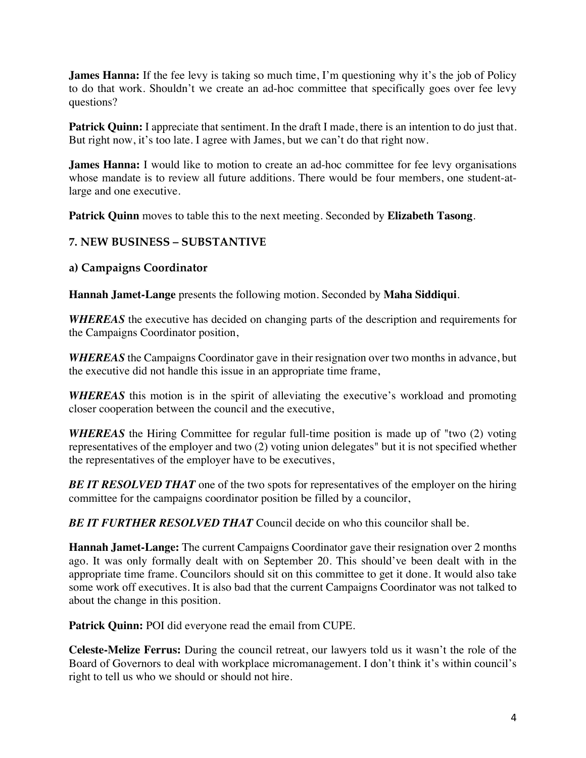**James Hanna:** If the fee levy is taking so much time, I'm questioning why it's the job of Policy to do that work. Shouldn't we create an ad-hoc committee that specifically goes over fee levy questions?

**Patrick Quinn:** I appreciate that sentiment. In the draft I made, there is an intention to do just that. But right now, it's too late. I agree with James, but we can't do that right now.

**James Hanna:** I would like to motion to create an ad-hoc committee for fee levy organisations whose mandate is to review all future additions. There would be four members, one student-at-large and one executive.

**Patrick Quinn** moves to table this to the next meeting. Seconded by **Elizabeth Tasong**.

## 7. NEW BUSINESS – SUBSTANTIVE

### a) Campaigns Coordinator

**Hannah Jamet-Lange** presents the following motion. Seconded by **Maha Siddiqui**.

***WHEREAS*** the executive has decided on changing parts of the description and requirements for the Campaigns Coordinator position,

***WHEREAS*** the Campaigns Coordinator gave in their resignation over two months in advance, but the executive did not handle this issue in an appropriate time frame,

***WHEREAS*** this motion is in the spirit of alleviating the executive's workload and promoting closer cooperation between the council and the executive,

***WHEREAS*** the Hiring Committee for regular full-time position is made up of "two (2) voting representatives of the employer and two (2) voting union delegates" but it is not specified whether the representatives of the employer have to be executives,

***BE IT RESOLVED THAT*** one of the two spots for representatives of the employer on the hiring committee for the campaigns coordinator position be filled by a councilor,

***BE IT FURTHER RESOLVED THAT*** Council decide on who this councilor shall be.

**Hannah Jamet-Lange:** The current Campaigns Coordinator gave their resignation over 2 months ago. It was only formally dealt with on September 20. This should've been dealt with in the appropriate time frame. Councilors should sit on this committee to get it done. It would also take some work off executives. It is also bad that the current Campaigns Coordinator was not talked to about the change in this position.

**Patrick Quinn:** POI did everyone read the email from CUPE.

**Celeste-Melize Ferrus:** During the council retreat, our lawyers told us it wasn't the role of the Board of Governors to deal with workplace micromanagement. I don't think it's within council's right to tell us who we should or should not hire.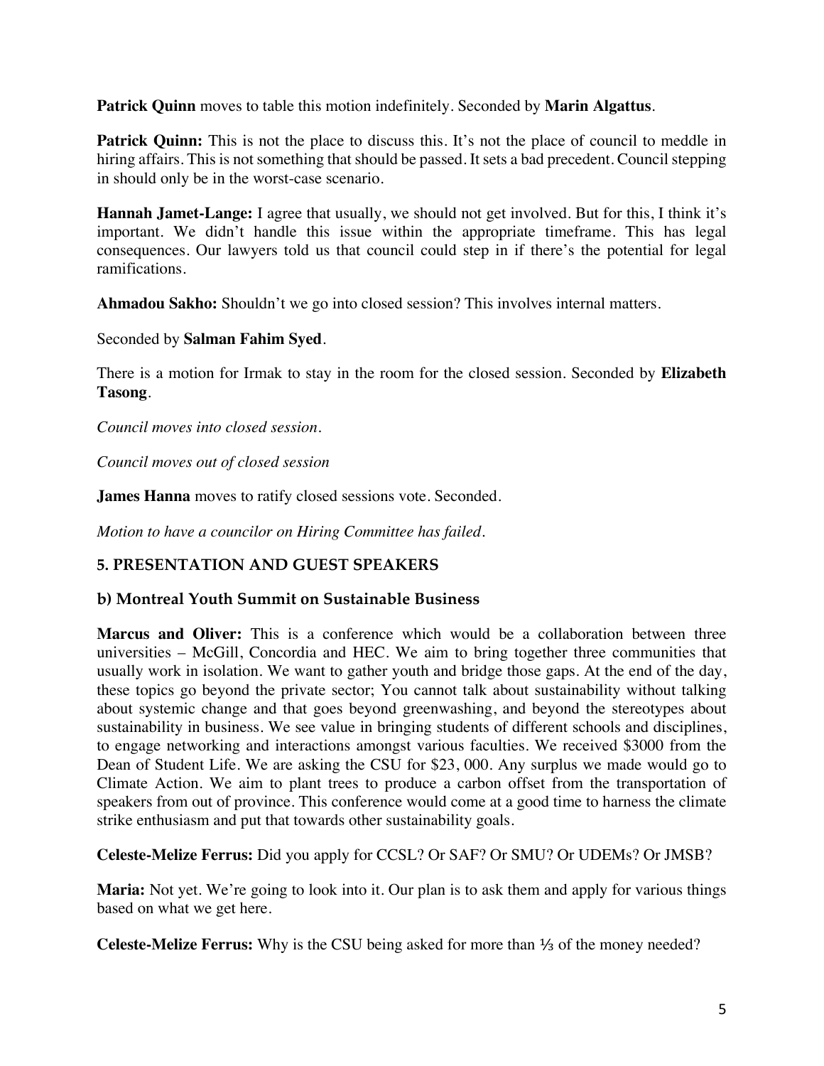**Patrick Quinn** moves to table this motion indefinitely. Seconded by **Marin Algattus**.

**Patrick Quinn:** This is not the place to discuss this. It's not the place of council to meddle in hiring affairs. This is not something that should be passed. It sets a bad precedent. Council stepping in should only be in the worst-case scenario.

**Hannah Jamet-Lange:** I agree that usually, we should not get involved. But for this, I think it's important. We didn't handle this issue within the appropriate timeframe. This has legal consequences. Our lawyers told us that council could step in if there's the potential for legal ramifications.

**Ahmadou Sakho:** Shouldn't we go into closed session? This involves internal matters.

Seconded by **Salman Fahim Syed**.

There is a motion for Irmak to stay in the room for the closed session. Seconded by **Elizabeth Tasong**.

*Council moves into closed session.*

*Council moves out of closed session*

**James Hanna** moves to ratify closed sessions vote. Seconded.

*Motion to have a councilor on Hiring Committee has failed.*

## 5. PRESENTATION AND GUEST SPEAKERS

### b) Montreal Youth Summit on Sustainable Business

**Marcus and Oliver:** This is a conference which would be a collaboration between three universities – McGill, Concordia and HEC. We aim to bring together three communities that usually work in isolation. We want to gather youth and bridge those gaps. At the end of the day, these topics go beyond the private sector; You cannot talk about sustainability without talking about systemic change and that goes beyond greenwashing, and beyond the stereotypes about sustainability in business. We see value in bringing students of different schools and disciplines, to engage networking and interactions amongst various faculties. We received $3000 from the Dean of Student Life. We are asking the CSU for $23, 000. Any surplus we made would go to Climate Action. We aim to plant trees to produce a carbon offset from the transportation of speakers from out of province. This conference would come at a good time to harness the climate strike enthusiasm and put that towards other sustainability goals.

**Celeste-Melize Ferrus:** Did you apply for CCSL? Or SAF? Or SMU? Or UDEMs? Or JMSB?

**Maria:** Not yet. We're going to look into it. Our plan is to ask them and apply for various things based on what we get here.

**Celeste-Melize Ferrus:** Why is the CSU being asked for more than ⅓ of the money needed?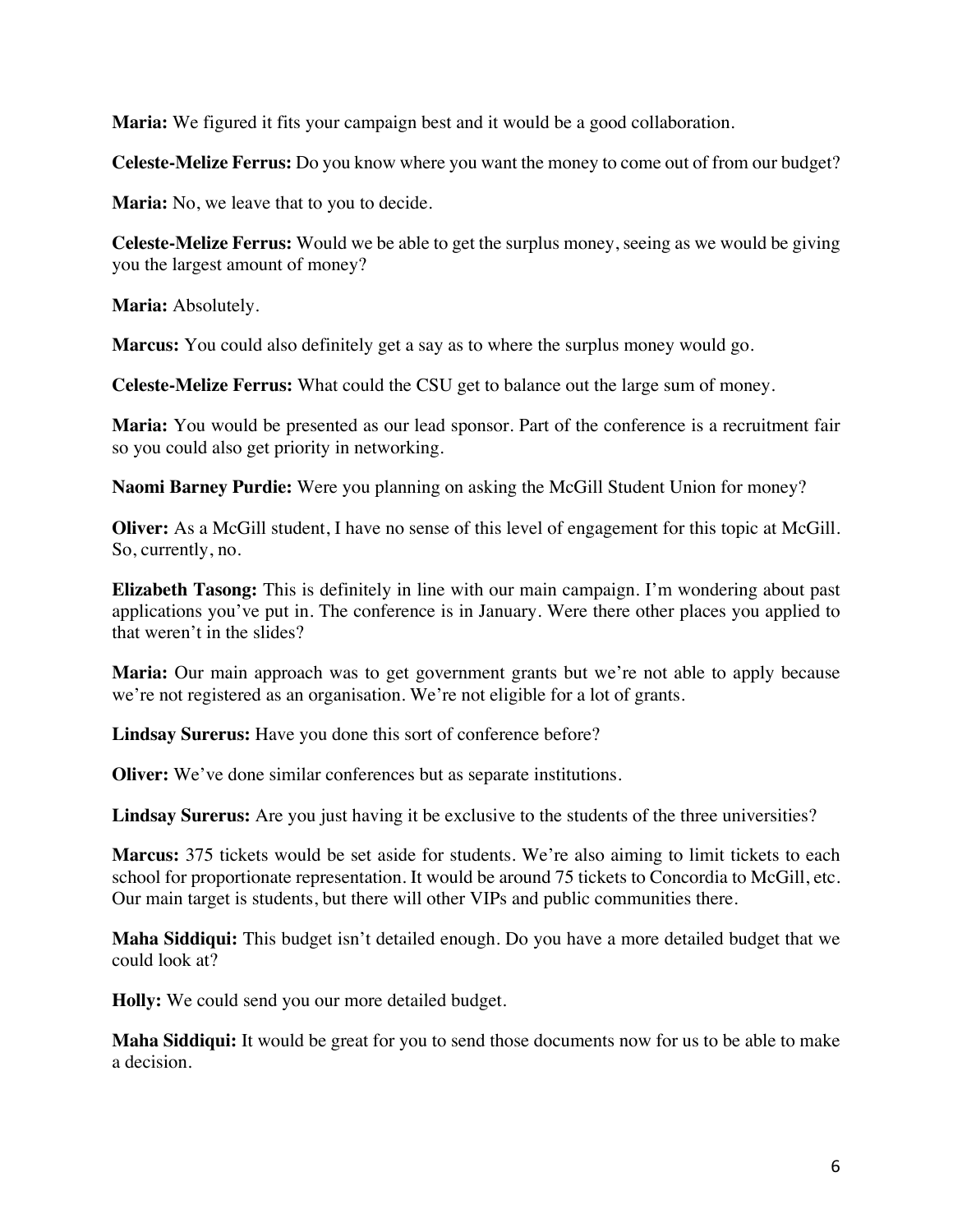**Maria:** We figured it fits your campaign best and it would be a good collaboration.

**Celeste-Melize Ferrus:** Do you know where you want the money to come out of from our budget?

**Maria:** No, we leave that to you to decide.

**Celeste-Melize Ferrus:** Would we be able to get the surplus money, seeing as we would be giving you the largest amount of money?

**Maria:** Absolutely.

**Marcus:** You could also definitely get a say as to where the surplus money would go.

**Celeste-Melize Ferrus:** What could the CSU get to balance out the large sum of money.

**Maria:** You would be presented as our lead sponsor. Part of the conference is a recruitment fair so you could also get priority in networking.

**Naomi Barney Purdie:** Were you planning on asking the McGill Student Union for money?

**Oliver:** As a McGill student, I have no sense of this level of engagement for this topic at McGill. So, currently, no.

**Elizabeth Tasong:** This is definitely in line with our main campaign. I'm wondering about past applications you've put in. The conference is in January. Were there other places you applied to that weren't in the slides?

**Maria:** Our main approach was to get government grants but we're not able to apply because we're not registered as an organisation. We're not eligible for a lot of grants.

**Lindsay Surerus:** Have you done this sort of conference before?

**Oliver:** We've done similar conferences but as separate institutions.

**Lindsay Surerus:** Are you just having it be exclusive to the students of the three universities?

**Marcus:** 375 tickets would be set aside for students. We're also aiming to limit tickets to each school for proportionate representation. It would be around 75 tickets to Concordia to McGill, etc. Our main target is students, but there will other VIPs and public communities there.

**Maha Siddiqui:** This budget isn't detailed enough. Do you have a more detailed budget that we could look at?

**Holly:** We could send you our more detailed budget.

**Maha Siddiqui:** It would be great for you to send those documents now for us to be able to make a decision.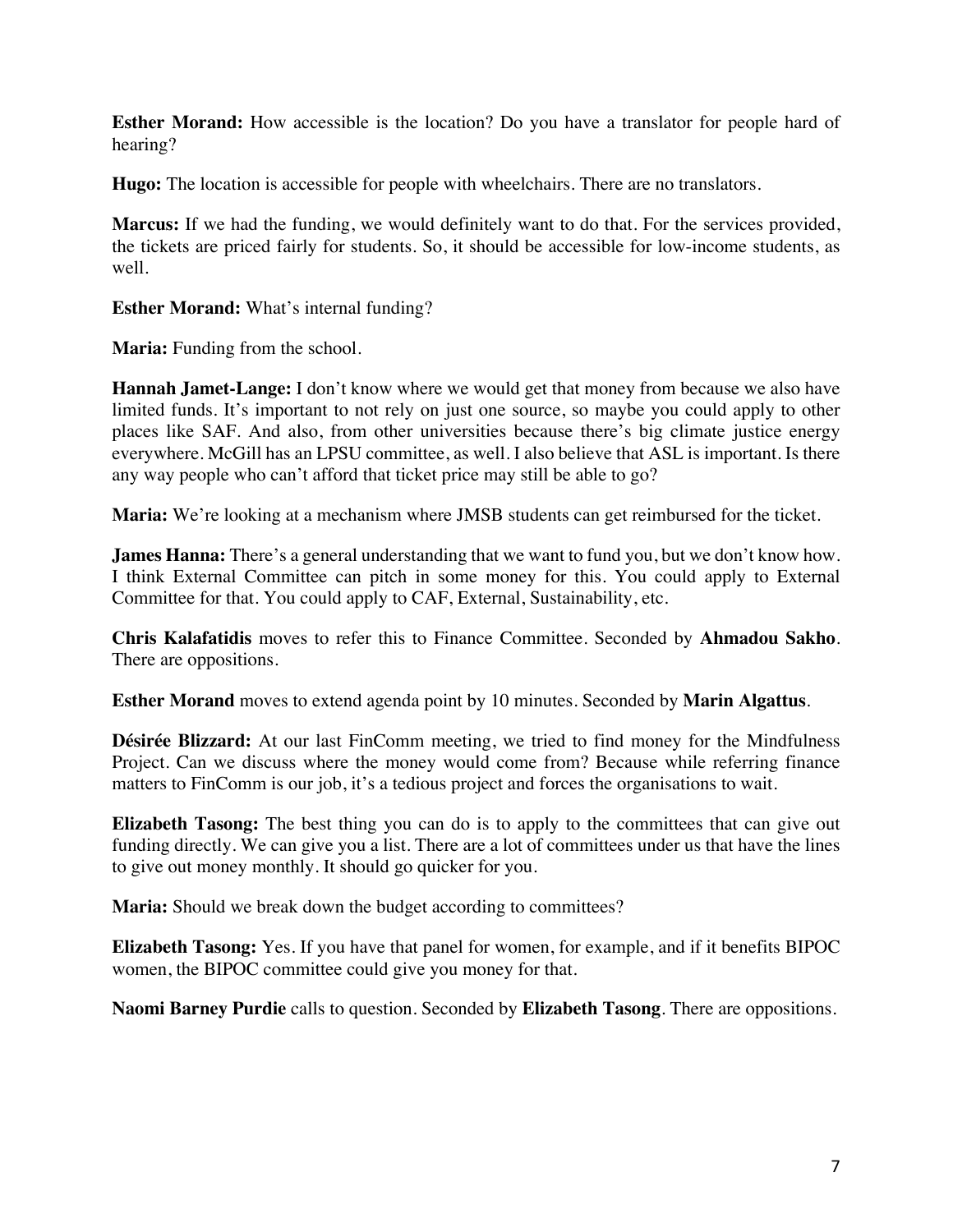**Esther Morand:** How accessible is the location? Do you have a translator for people hard of hearing?

**Hugo:** The location is accessible for people with wheelchairs. There are no translators.

**Marcus:** If we had the funding, we would definitely want to do that. For the services provided, the tickets are priced fairly for students. So, it should be accessible for low-income students, as well.

**Esther Morand:** What's internal funding?

**Maria:** Funding from the school.

**Hannah Jamet-Lange:** I don't know where we would get that money from because we also have limited funds. It's important to not rely on just one source, so maybe you could apply to other places like SAF. And also, from other universities because there's big climate justice energy everywhere. McGill has an LPSU committee, as well. I also believe that ASL is important. Is there any way people who can't afford that ticket price may still be able to go?

**Maria:** We're looking at a mechanism where JMSB students can get reimbursed for the ticket.

**James Hanna:** There's a general understanding that we want to fund you, but we don't know how. I think External Committee can pitch in some money for this. You could apply to External Committee for that. You could apply to CAF, External, Sustainability, etc.

**Chris Kalafatidis** moves to refer this to Finance Committee. Seconded by **Ahmadou Sakho**. There are oppositions.

**Esther Morand** moves to extend agenda point by 10 minutes. Seconded by **Marin Algattus**.

**Désirée Blizzard:** At our last FinComm meeting, we tried to find money for the Mindfulness Project. Can we discuss where the money would come from? Because while referring finance matters to FinComm is our job, it's a tedious project and forces the organisations to wait.

**Elizabeth Tasong:** The best thing you can do is to apply to the committees that can give out funding directly. We can give you a list. There are a lot of committees under us that have the lines to give out money monthly. It should go quicker for you.

**Maria:** Should we break down the budget according to committees?

**Elizabeth Tasong:** Yes. If you have that panel for women, for example, and if it benefits BIPOC women, the BIPOC committee could give you money for that.

**Naomi Barney Purdie** calls to question. Seconded by **Elizabeth Tasong**. There are oppositions.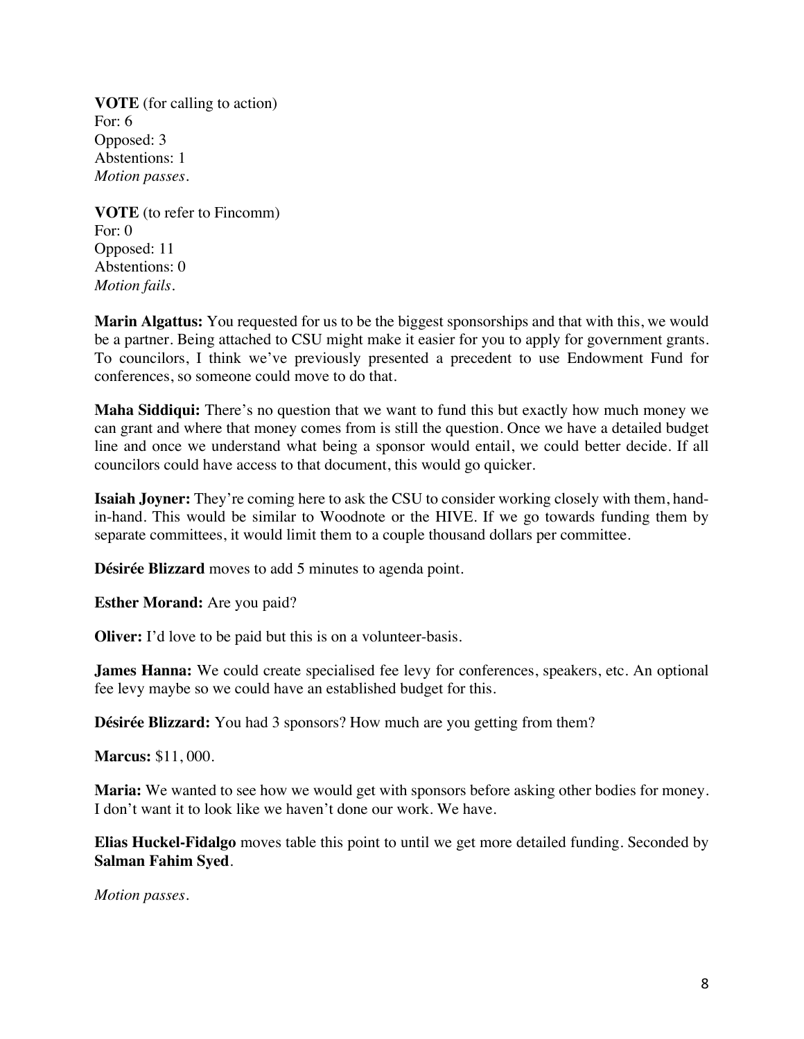**VOTE** (for calling to action)
For: 6
Opposed: 3
Abstentions: 1
*Motion passes.*

**VOTE** (to refer to Fincomm)
For: 0
Opposed: 11
Abstentions: 0
*Motion fails.*

**Marin Algattus:** You requested for us to be the biggest sponsorships and that with this, we would be a partner. Being attached to CSU might make it easier for you to apply for government grants. To councilors, I think we've previously presented a precedent to use Endowment Fund for conferences, so someone could move to do that.

**Maha Siddiqui:** There's no question that we want to fund this but exactly how much money we can grant and where that money comes from is still the question. Once we have a detailed budget line and once we understand what being a sponsor would entail, we could better decide. If all councilors could have access to that document, this would go quicker.

**Isaiah Joyner:** They're coming here to ask the CSU to consider working closely with them, hand-in-hand. This would be similar to Woodnote or the HIVE. If we go towards funding them by separate committees, it would limit them to a couple thousand dollars per committee.

**Désirée Blizzard** moves to add 5 minutes to agenda point.

**Esther Morand:** Are you paid?

**Oliver:** I'd love to be paid but this is on a volunteer-basis.

**James Hanna:** We could create specialised fee levy for conferences, speakers, etc. An optional fee levy maybe so we could have an established budget for this.

**Désirée Blizzard:** You had 3 sponsors? How much are you getting from them?

**Marcus:** $11, 000.

**Maria:** We wanted to see how we would get with sponsors before asking other bodies for money. I don't want it to look like we haven't done our work. We have.

**Elias Huckel-Fidalgo** moves table this point to until we get more detailed funding. Seconded by **Salman Fahim Syed**.

*Motion passes.*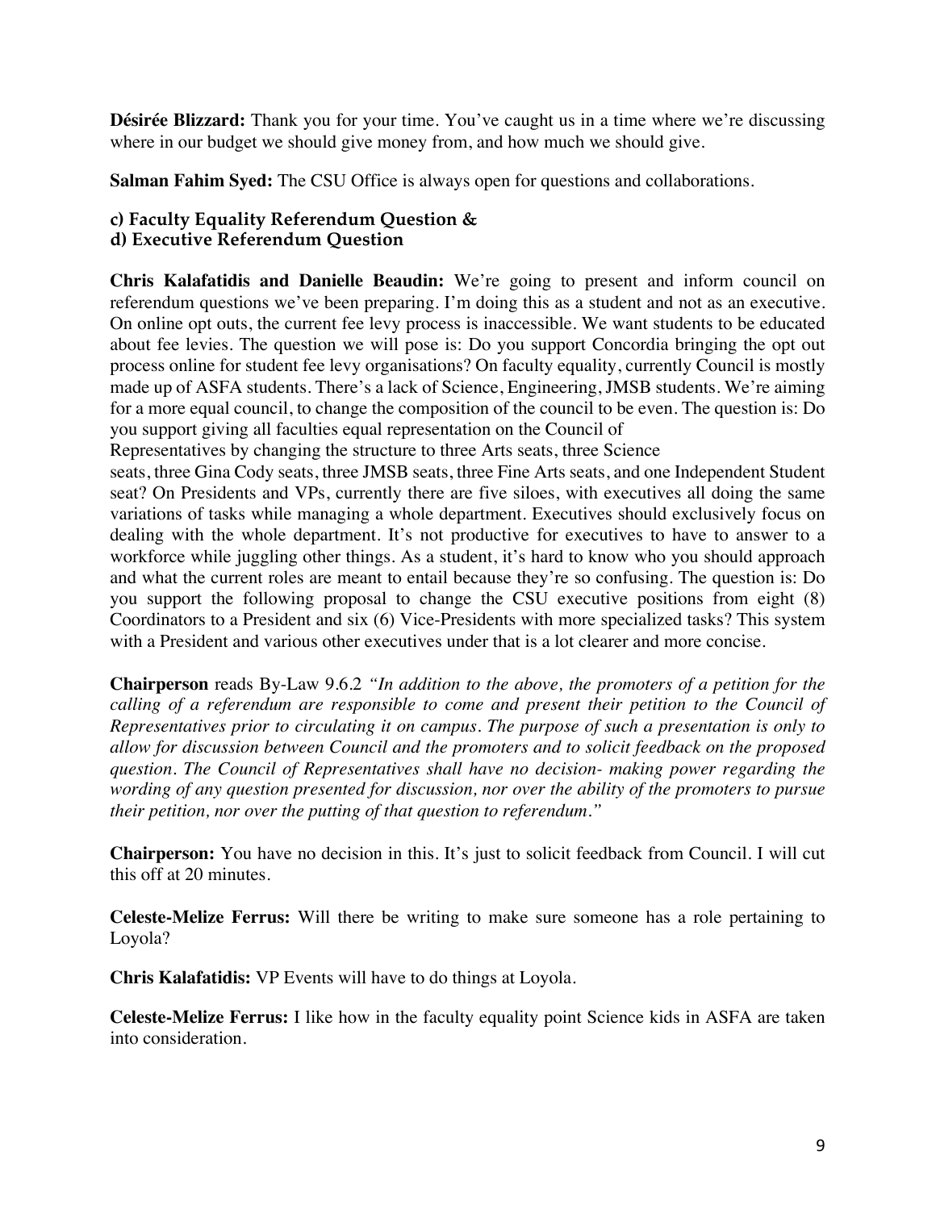**Désirée Blizzard:** Thank you for your time. You've caught us in a time where we're discussing where in our budget we should give money from, and how much we should give.

**Salman Fahim Syed:** The CSU Office is always open for questions and collaborations.

**c) Faculty Equality Referendum Question &**
**d) Executive Referendum Question**

**Chris Kalafatidis and Danielle Beaudin:** We're going to present and inform council on referendum questions we've been preparing. I'm doing this as a student and not as an executive. On online opt outs, the current fee levy process is inaccessible. We want students to be educated about fee levies. The question we will pose is: Do you support Concordia bringing the opt out process online for student fee levy organisations? On faculty equality, currently Council is mostly made up of ASFA students. There's a lack of Science, Engineering, JMSB students. We're aiming for a more equal council, to change the composition of the council to be even. The question is: Do you support giving all faculties equal representation on the Council of Representatives by changing the structure to three Arts seats, three Science seats, three Gina Cody seats, three JMSB seats, three Fine Arts seats, and one Independent Student seat? On Presidents and VPs, currently there are five siloes, with executives all doing the same variations of tasks while managing a whole department. Executives should exclusively focus on dealing with the whole department. It's not productive for executives to have to answer to a workforce while juggling other things. As a student, it's hard to know who you should approach and what the current roles are meant to entail because they're so confusing. The question is: Do you support the following proposal to change the CSU executive positions from eight (8) Coordinators to a President and six (6) Vice-Presidents with more specialized tasks? This system with a President and various other executives under that is a lot clearer and more concise.

**Chairperson** reads By-Law 9.6.2 *"In addition to the above, the promoters of a petition for the calling of a referendum are responsible to come and present their petition to the Council of Representatives prior to circulating it on campus. The purpose of such a presentation is only to allow for discussion between Council and the promoters and to solicit feedback on the proposed question. The Council of Representatives shall have no decision- making power regarding the wording of any question presented for discussion, nor over the ability of the promoters to pursue their petition, nor over the putting of that question to referendum."*

**Chairperson:** You have no decision in this. It's just to solicit feedback from Council. I will cut this off at 20 minutes.

**Celeste-Melize Ferrus:** Will there be writing to make sure someone has a role pertaining to Loyola?

**Chris Kalafatidis:** VP Events will have to do things at Loyola.

**Celeste-Melize Ferrus:** I like how in the faculty equality point Science kids in ASFA are taken into consideration.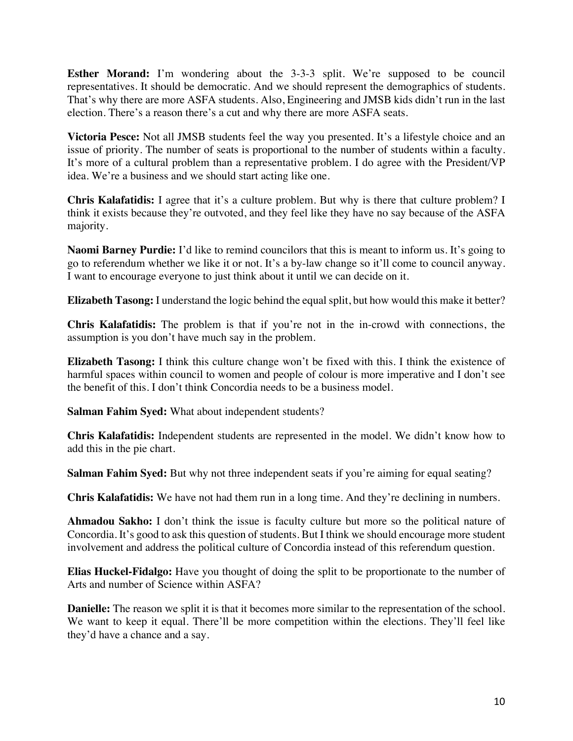**Esther Morand:** I'm wondering about the 3-3-3 split. We're supposed to be council representatives. It should be democratic. And we should represent the demographics of students. That's why there are more ASFA students. Also, Engineering and JMSB kids didn't run in the last election. There's a reason there's a cut and why there are more ASFA seats.

**Victoria Pesce:** Not all JMSB students feel the way you presented. It's a lifestyle choice and an issue of priority. The number of seats is proportional to the number of students within a faculty. It's more of a cultural problem than a representative problem. I do agree with the President/VP idea. We're a business and we should start acting like one.

**Chris Kalafatidis:** I agree that it's a culture problem. But why is there that culture problem? I think it exists because they're outvoted, and they feel like they have no say because of the ASFA majority.

**Naomi Barney Purdie:** I'd like to remind councilors that this is meant to inform us. It's going to go to referendum whether we like it or not. It's a by-law change so it'll come to council anyway. I want to encourage everyone to just think about it until we can decide on it.

**Elizabeth Tasong:** I understand the logic behind the equal split, but how would this make it better?

**Chris Kalafatidis:** The problem is that if you're not in the in-crowd with connections, the assumption is you don't have much say in the problem.

**Elizabeth Tasong:** I think this culture change won't be fixed with this. I think the existence of harmful spaces within council to women and people of colour is more imperative and I don't see the benefit of this. I don't think Concordia needs to be a business model.

**Salman Fahim Syed:** What about independent students?

**Chris Kalafatidis:** Independent students are represented in the model. We didn't know how to add this in the pie chart.

**Salman Fahim Syed:** But why not three independent seats if you're aiming for equal seating?

**Chris Kalafatidis:** We have not had them run in a long time. And they're declining in numbers.

**Ahmadou Sakho:** I don't think the issue is faculty culture but more so the political nature of Concordia. It's good to ask this question of students. But I think we should encourage more student involvement and address the political culture of Concordia instead of this referendum question.

**Elias Huckel-Fidalgo:** Have you thought of doing the split to be proportionate to the number of Arts and number of Science within ASFA?

**Danielle:** The reason we split it is that it becomes more similar to the representation of the school. We want to keep it equal. There'll be more competition within the elections. They'll feel like they'd have a chance and a say.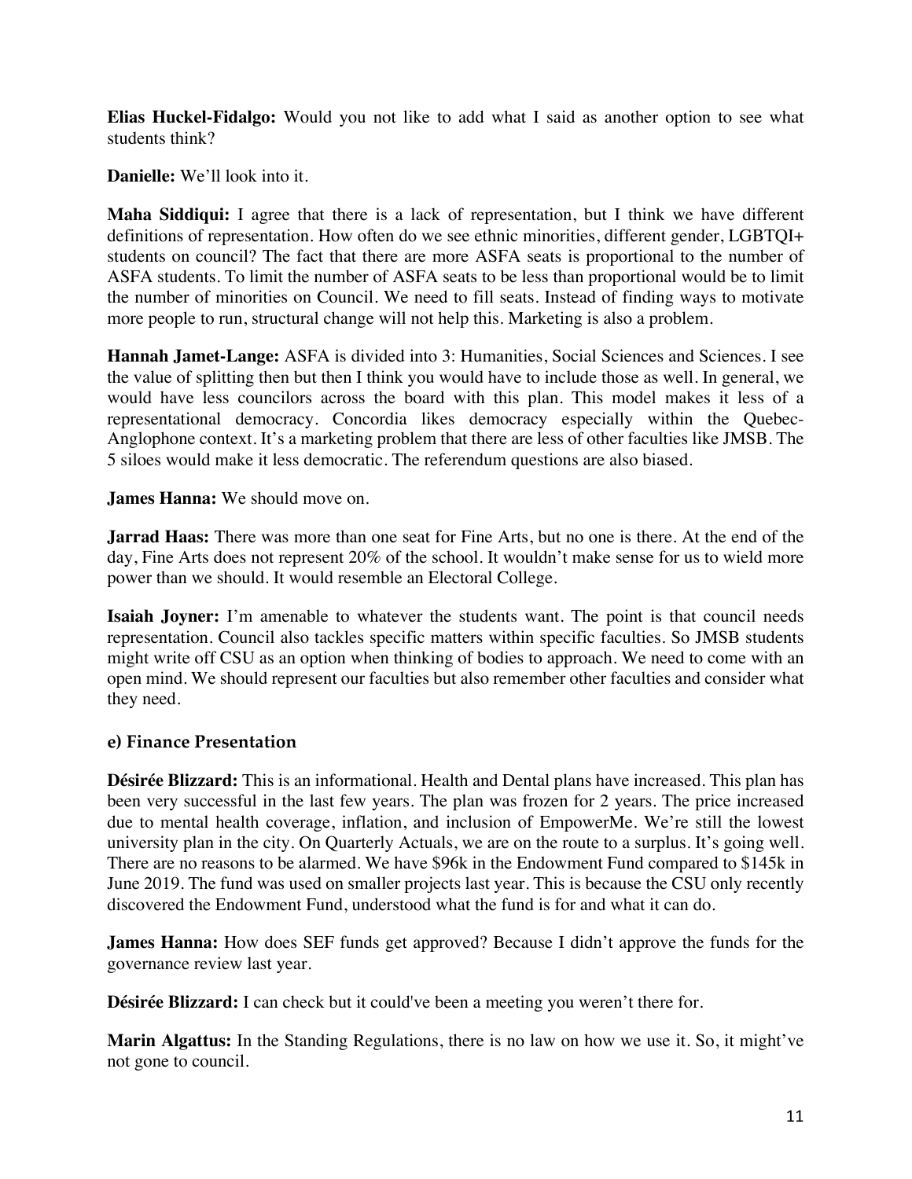**Elias Huckel-Fidalgo:** Would you not like to add what I said as another option to see what students think?

**Danielle:** We'll look into it.

**Maha Siddiqui:** I agree that there is a lack of representation, but I think we have different definitions of representation. How often do we see ethnic minorities, different gender, LGBTQI+ students on council? The fact that there are more ASFA seats is proportional to the number of ASFA students. To limit the number of ASFA seats to be less than proportional would be to limit the number of minorities on Council. We need to fill seats. Instead of finding ways to motivate more people to run, structural change will not help this. Marketing is also a problem.

**Hannah Jamet-Lange:** ASFA is divided into 3: Humanities, Social Sciences and Sciences. I see the value of splitting then but then I think you would have to include those as well. In general, we would have less councilors across the board with this plan. This model makes it less of a representational democracy. Concordia likes democracy especially within the Quebec-Anglophone context. It's a marketing problem that there are less of other faculties like JMSB. The 5 siloes would make it less democratic. The referendum questions are also biased.

**James Hanna:** We should move on.

**Jarrad Haas:** There was more than one seat for Fine Arts, but no one is there. At the end of the day, Fine Arts does not represent 20% of the school. It wouldn't make sense for us to wield more power than we should. It would resemble an Electoral College.

**Isaiah Joyner:** I'm amenable to whatever the students want. The point is that council needs representation. Council also tackles specific matters within specific faculties. So JMSB students might write off CSU as an option when thinking of bodies to approach. We need to come with an open mind. We should represent our faculties but also remember other faculties and consider what they need.

### e) Finance Presentation

**Désirée Blizzard:** This is an informational. Health and Dental plans have increased. This plan has been very successful in the last few years. The plan was frozen for 2 years. The price increased due to mental health coverage, inflation, and inclusion of EmpowerMe. We're still the lowest university plan in the city. On Quarterly Actuals, we are on the route to a surplus. It's going well. There are no reasons to be alarmed. We have $96k in the Endowment Fund compared to $145k in June 2019. The fund was used on smaller projects last year. This is because the CSU only recently discovered the Endowment Fund, understood what the fund is for and what it can do.

**James Hanna:** How does SEF funds get approved? Because I didn't approve the funds for the governance review last year.

**Désirée Blizzard:** I can check but it could've been a meeting you weren't there for.

**Marin Algattus:** In the Standing Regulations, there is no law on how we use it. So, it might've not gone to council.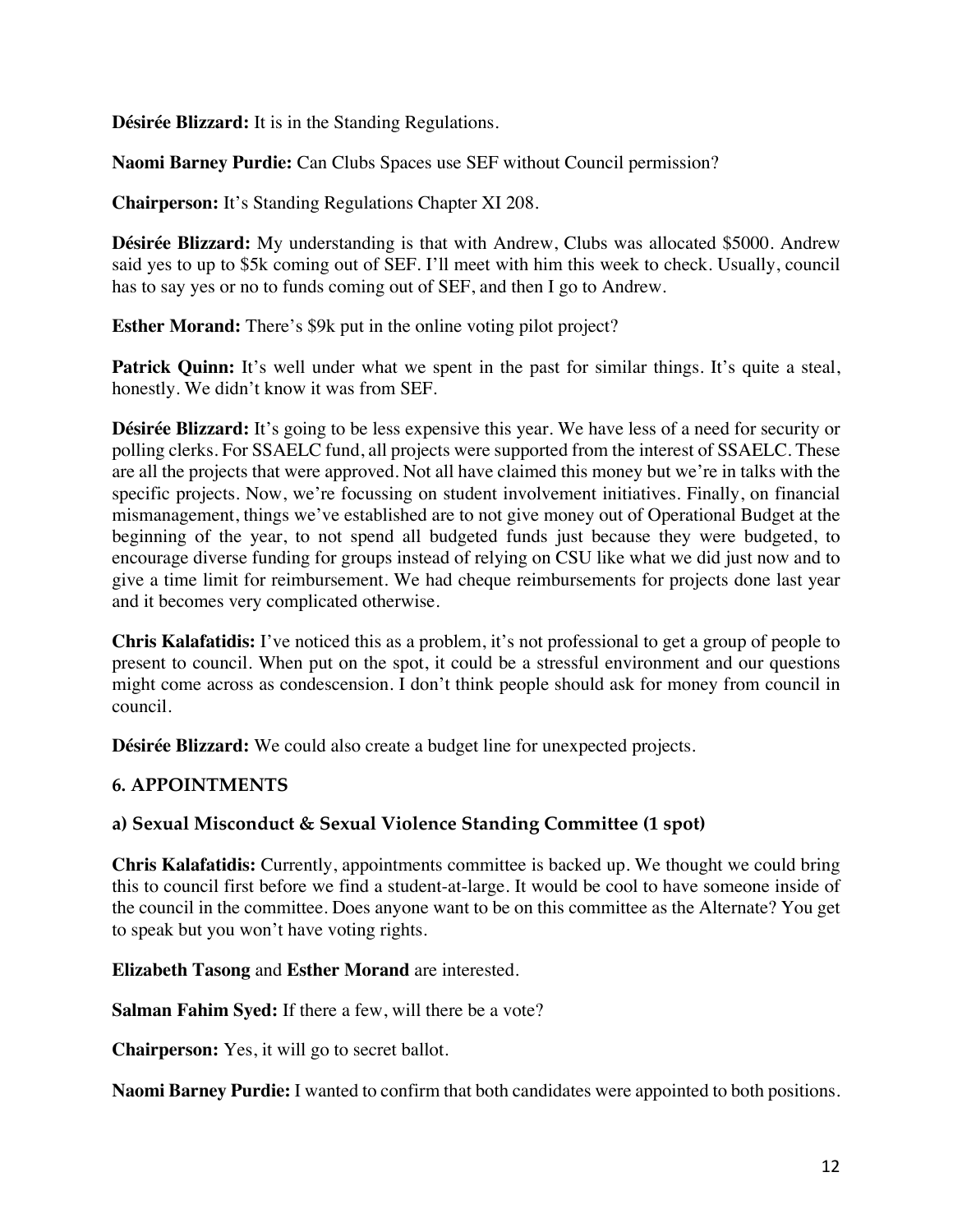**Désirée Blizzard:** It is in the Standing Regulations.

**Naomi Barney Purdie:** Can Clubs Spaces use SEF without Council permission?

**Chairperson:** It's Standing Regulations Chapter XI 208.

**Désirée Blizzard:** My understanding is that with Andrew, Clubs was allocated $5000. Andrew said yes to up to $5k coming out of SEF. I'll meet with him this week to check. Usually, council has to say yes or no to funds coming out of SEF, and then I go to Andrew.

**Esther Morand:** There's $9k put in the online voting pilot project?

**Patrick Quinn:** It's well under what we spent in the past for similar things. It's quite a steal, honestly. We didn't know it was from SEF.

**Désirée Blizzard:** It's going to be less expensive this year. We have less of a need for security or polling clerks. For SSAELC fund, all projects were supported from the interest of SSAELC. These are all the projects that were approved. Not all have claimed this money but we're in talks with the specific projects. Now, we're focussing on student involvement initiatives. Finally, on financial mismanagement, things we've established are to not give money out of Operational Budget at the beginning of the year, to not spend all budgeted funds just because they were budgeted, to encourage diverse funding for groups instead of relying on CSU like what we did just now and to give a time limit for reimbursement. We had cheque reimbursements for projects done last year and it becomes very complicated otherwise.

**Chris Kalafatidis:** I've noticed this as a problem, it's not professional to get a group of people to present to council. When put on the spot, it could be a stressful environment and our questions might come across as condescension. I don't think people should ask for money from council in council.

**Désirée Blizzard:** We could also create a budget line for unexpected projects.

## 6. APPOINTMENTS

### a) Sexual Misconduct & Sexual Violence Standing Committee (1 spot)

**Chris Kalafatidis:** Currently, appointments committee is backed up. We thought we could bring this to council first before we find a student-at-large. It would be cool to have someone inside of the council in the committee. Does anyone want to be on this committee as the Alternate? You get to speak but you won't have voting rights.

**Elizabeth Tasong** and **Esther Morand** are interested.

**Salman Fahim Syed:** If there a few, will there be a vote?

**Chairperson:** Yes, it will go to secret ballot.

**Naomi Barney Purdie:** I wanted to confirm that both candidates were appointed to both positions.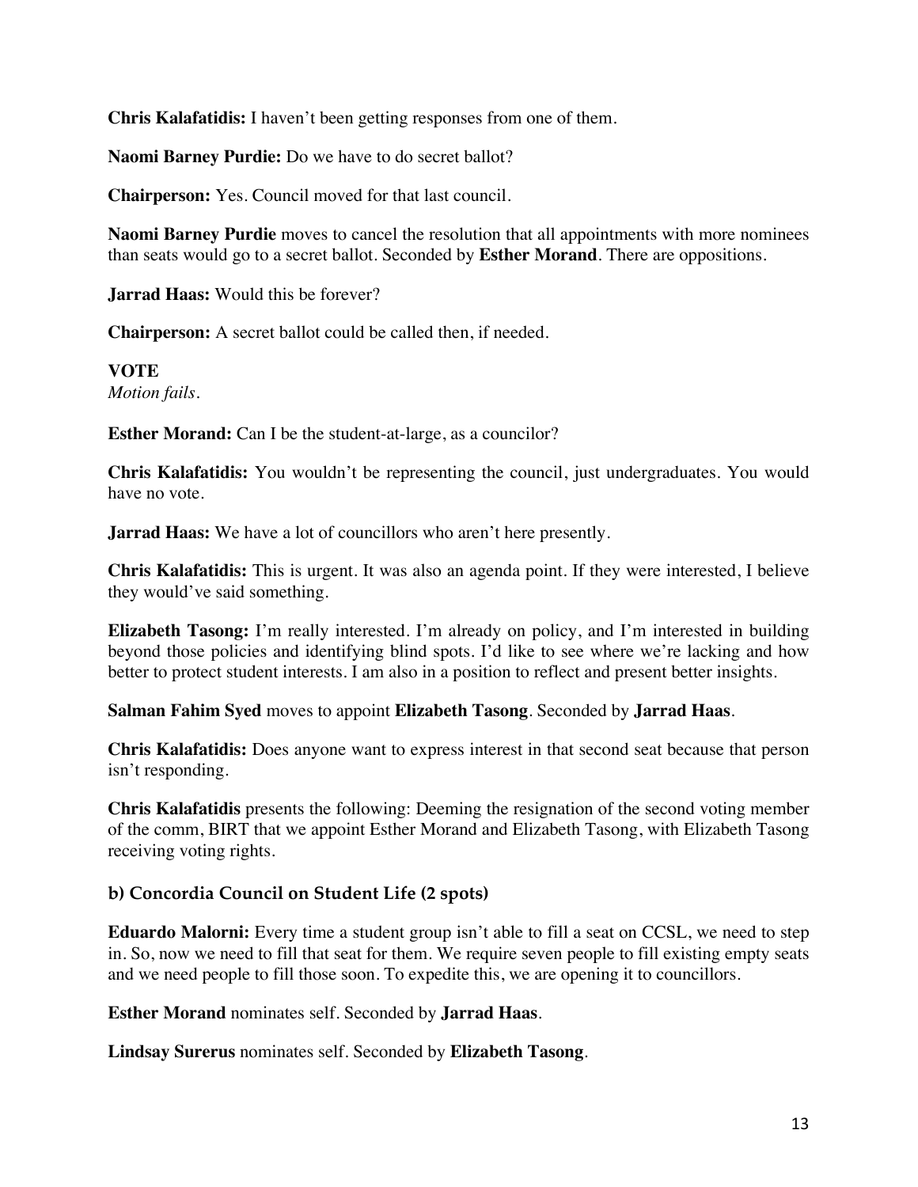**Chris Kalafatidis:** I haven't been getting responses from one of them.

**Naomi Barney Purdie:** Do we have to do secret ballot?

**Chairperson:** Yes. Council moved for that last council.

**Naomi Barney Purdie** moves to cancel the resolution that all appointments with more nominees than seats would go to a secret ballot. Seconded by **Esther Morand**. There are oppositions.

**Jarrad Haas:** Would this be forever?

**Chairperson:** A secret ballot could be called then, if needed.

**VOTE**
*Motion fails.*

**Esther Morand:** Can I be the student-at-large, as a councilor?

**Chris Kalafatidis:** You wouldn't be representing the council, just undergraduates. You would have no vote.

**Jarrad Haas:** We have a lot of councillors who aren't here presently.

**Chris Kalafatidis:** This is urgent. It was also an agenda point. If they were interested, I believe they would've said something.

**Elizabeth Tasong:** I'm really interested. I'm already on policy, and I'm interested in building beyond those policies and identifying blind spots. I'd like to see where we're lacking and how better to protect student interests. I am also in a position to reflect and present better insights.

**Salman Fahim Syed** moves to appoint **Elizabeth Tasong**. Seconded by **Jarrad Haas**.

**Chris Kalafatidis:** Does anyone want to express interest in that second seat because that person isn't responding.

**Chris Kalafatidis** presents the following: Deeming the resignation of the second voting member of the comm, BIRT that we appoint Esther Morand and Elizabeth Tasong, with Elizabeth Tasong receiving voting rights.

### b) Concordia Council on Student Life (2 spots)

**Eduardo Malorni:** Every time a student group isn't able to fill a seat on CCSL, we need to step in. So, now we need to fill that seat for them. We require seven people to fill existing empty seats and we need people to fill those soon. To expedite this, we are opening it to councillors.

**Esther Morand** nominates self. Seconded by **Jarrad Haas**.

**Lindsay Surerus** nominates self. Seconded by **Elizabeth Tasong**.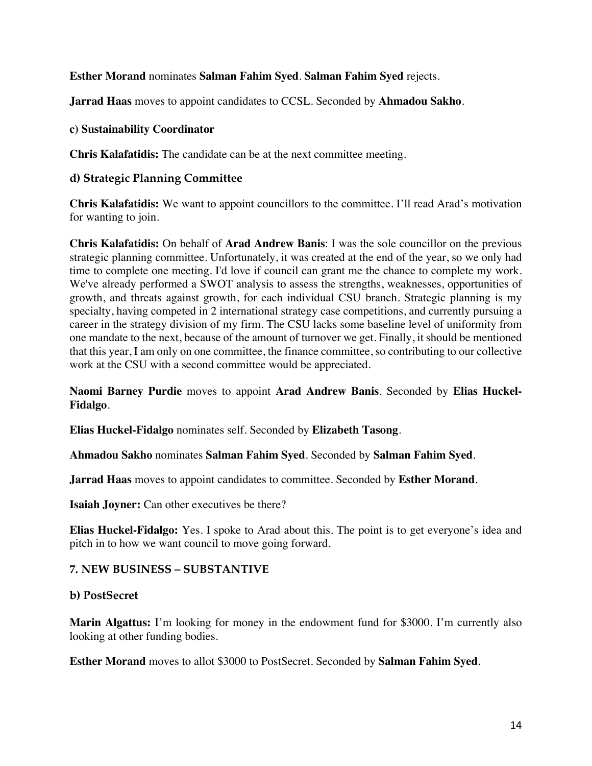**Esther Morand** nominates **Salman Fahim Syed**. **Salman Fahim Syed** rejects.

**Jarrad Haas** moves to appoint candidates to CCSL. Seconded by **Ahmadou Sakho**.

**c) Sustainability Coordinator**

**Chris Kalafatidis:** The candidate can be at the next committee meeting.

### d) Strategic Planning Committee

**Chris Kalafatidis:** We want to appoint councillors to the committee. I'll read Arad's motivation for wanting to join.

**Chris Kalafatidis:** On behalf of **Arad Andrew Banis**: I was the sole councillor on the previous strategic planning committee. Unfortunately, it was created at the end of the year, so we only had time to complete one meeting. I'd love if council can grant me the chance to complete my work. We've already performed a SWOT analysis to assess the strengths, weaknesses, opportunities of growth, and threats against growth, for each individual CSU branch. Strategic planning is my specialty, having competed in 2 international strategy case competitions, and currently pursuing a career in the strategy division of my firm. The CSU lacks some baseline level of uniformity from one mandate to the next, because of the amount of turnover we get. Finally, it should be mentioned that this year, I am only on one committee, the finance committee, so contributing to our collective work at the CSU with a second committee would be appreciated.

**Naomi Barney Purdie** moves to appoint **Arad Andrew Banis**. Seconded by **Elias Huckel-Fidalgo**.

**Elias Huckel-Fidalgo** nominates self. Seconded by **Elizabeth Tasong**.

**Ahmadou Sakho** nominates **Salman Fahim Syed**. Seconded by **Salman Fahim Syed**.

**Jarrad Haas** moves to appoint candidates to committee. Seconded by **Esther Morand**.

**Isaiah Joyner:** Can other executives be there?

**Elias Huckel-Fidalgo:** Yes. I spoke to Arad about this. The point is to get everyone's idea and pitch in to how we want council to move going forward.

### 7. NEW BUSINESS – SUBSTANTIVE

### b) PostSecret

**Marin Algattus:** I'm looking for money in the endowment fund for $3000. I'm currently also looking at other funding bodies.

**Esther Morand** moves to allot $3000 to PostSecret. Seconded by **Salman Fahim Syed**.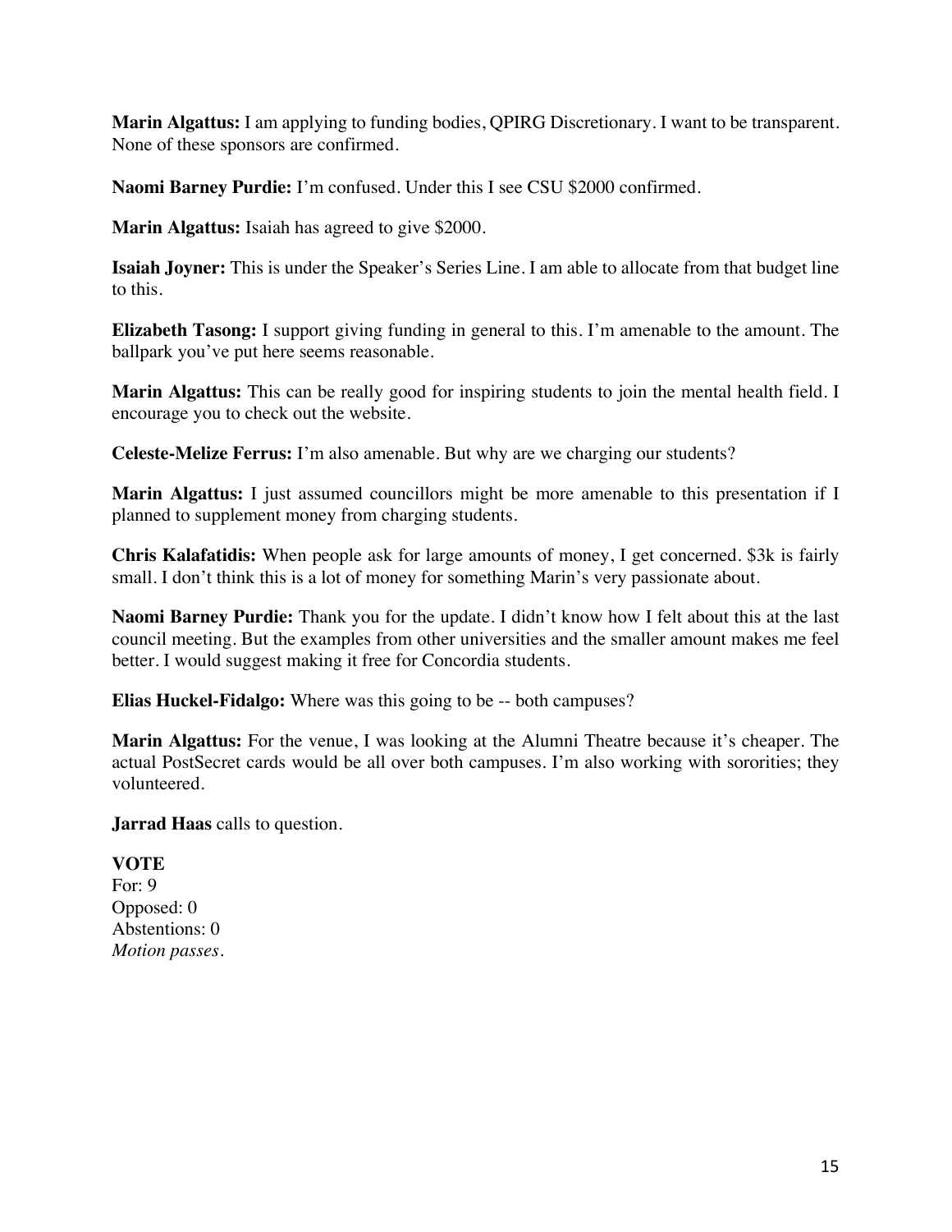**Marin Algattus:** I am applying to funding bodies, QPIRG Discretionary. I want to be transparent. None of these sponsors are confirmed.

**Naomi Barney Purdie:** I'm confused. Under this I see CSU $2000 confirmed.

**Marin Algattus:** Isaiah has agreed to give $2000.

**Isaiah Joyner:** This is under the Speaker's Series Line. I am able to allocate from that budget line to this.

**Elizabeth Tasong:** I support giving funding in general to this. I'm amenable to the amount. The ballpark you've put here seems reasonable.

**Marin Algattus:** This can be really good for inspiring students to join the mental health field. I encourage you to check out the website.

**Celeste-Melize Ferrus:** I'm also amenable. But why are we charging our students?

**Marin Algattus:** I just assumed councillors might be more amenable to this presentation if I planned to supplement money from charging students.

**Chris Kalafatidis:** When people ask for large amounts of money, I get concerned. $3k is fairly small. I don't think this is a lot of money for something Marin's very passionate about.

**Naomi Barney Purdie:** Thank you for the update. I didn't know how I felt about this at the last council meeting. But the examples from other universities and the smaller amount makes me feel better. I would suggest making it free for Concordia students.

**Elias Huckel-Fidalgo:** Where was this going to be -- both campuses?

**Marin Algattus:** For the venue, I was looking at the Alumni Theatre because it's cheaper. The actual PostSecret cards would be all over both campuses. I'm also working with sororities; they volunteered.

**Jarrad Haas** calls to question.

**VOTE**
For: 9
Opposed: 0
Abstentions: 0
*Motion passes.*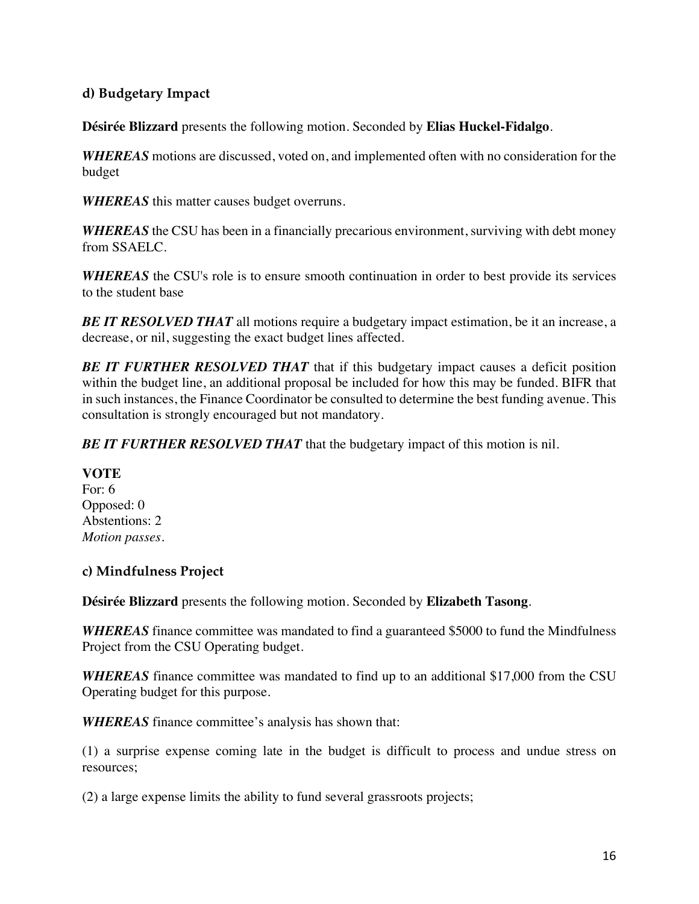### d) Budgetary Impact

**Désirée Blizzard** presents the following motion. Seconded by **Elias Huckel-Fidalgo**.

***WHEREAS*** motions are discussed, voted on, and implemented often with no consideration for the budget

***WHEREAS*** this matter causes budget overruns.

***WHEREAS*** the CSU has been in a financially precarious environment, surviving with debt money from SSAELC.

***WHEREAS*** the CSU's role is to ensure smooth continuation in order to best provide its services to the student base

***BE IT RESOLVED THAT*** all motions require a budgetary impact estimation, be it an increase, a decrease, or nil, suggesting the exact budget lines affected.

***BE IT FURTHER RESOLVED THAT*** that if this budgetary impact causes a deficit position within the budget line, an additional proposal be included for how this may be funded. BIFR that in such instances, the Finance Coordinator be consulted to determine the best funding avenue. This consultation is strongly encouraged but not mandatory.

***BE IT FURTHER RESOLVED THAT*** that the budgetary impact of this motion is nil.

**VOTE**
For: 6
Opposed: 0
Abstentions: 2
*Motion passes.*

### c) Mindfulness Project

**Désirée Blizzard** presents the following motion. Seconded by **Elizabeth Tasong**.

***WHEREAS*** finance committee was mandated to find a guaranteed $5000 to fund the Mindfulness Project from the CSU Operating budget.

***WHEREAS*** finance committee was mandated to find up to an additional $17,000 from the CSU Operating budget for this purpose.

***WHEREAS*** finance committee's analysis has shown that:

(1) a surprise expense coming late in the budget is difficult to process and undue stress on resources;

(2) a large expense limits the ability to fund several grassroots projects;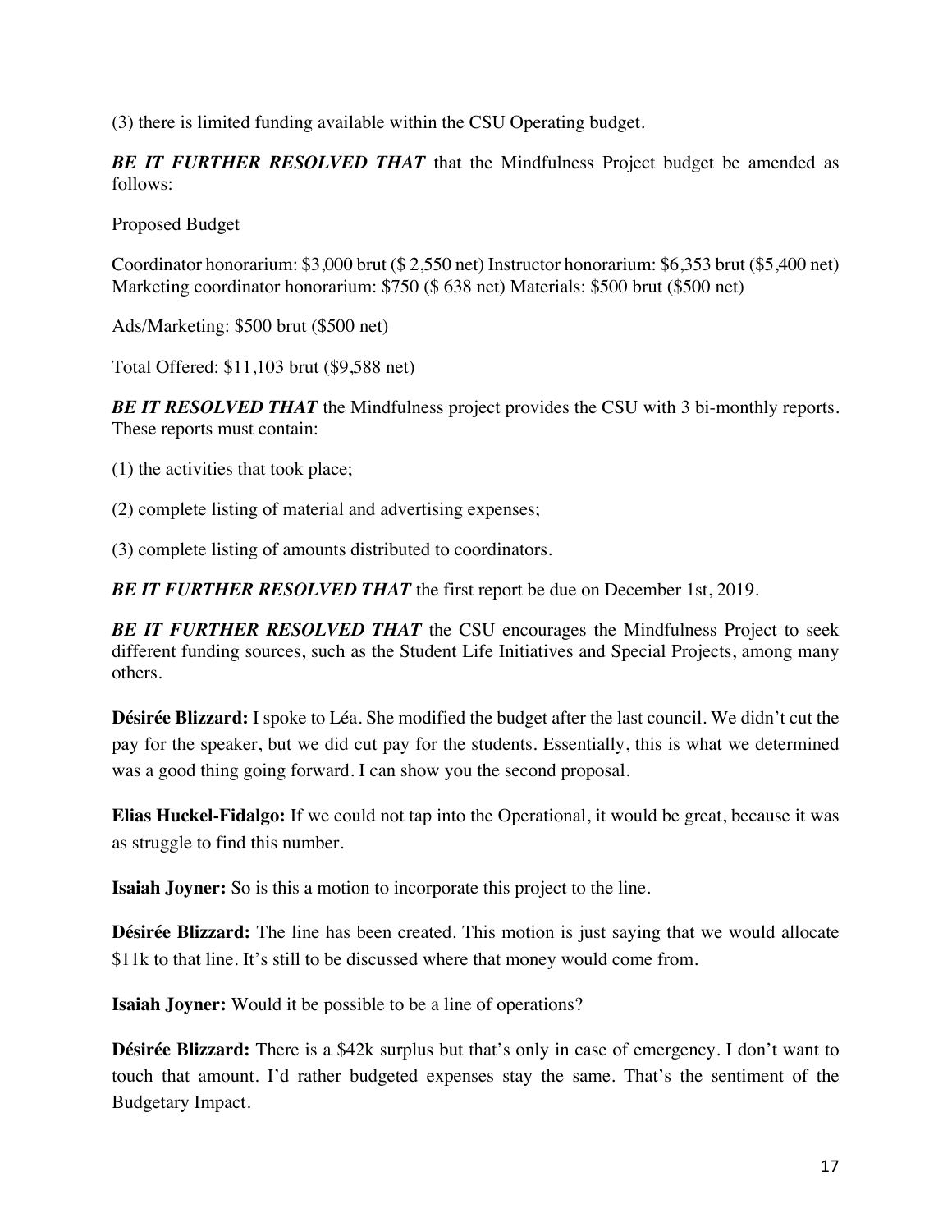(3) there is limited funding available within the CSU Operating budget.

***BE IT FURTHER RESOLVED THAT*** that the Mindfulness Project budget be amended as follows:

Proposed Budget

Coordinator honorarium: $3,000 brut ($ 2,550 net) Instructor honorarium: $6,353 brut ($5,400 net) Marketing coordinator honorarium: $750 ($ 638 net) Materials: $500 brut ($500 net)

Ads/Marketing: $500 brut ($500 net)

Total Offered: $11,103 brut ($9,588 net)

***BE IT RESOLVED THAT*** the Mindfulness project provides the CSU with 3 bi-monthly reports. These reports must contain:

(1) the activities that took place;

(2) complete listing of material and advertising expenses;

(3) complete listing of amounts distributed to coordinators.

***BE IT FURTHER RESOLVED THAT*** the first report be due on December 1st, 2019.

***BE IT FURTHER RESOLVED THAT*** the CSU encourages the Mindfulness Project to seek different funding sources, such as the Student Life Initiatives and Special Projects, among many others.

**Désirée Blizzard:** I spoke to Léa. She modified the budget after the last council. We didn't cut the pay for the speaker, but we did cut pay for the students. Essentially, this is what we determined was a good thing going forward. I can show you the second proposal.

**Elias Huckel-Fidalgo:** If we could not tap into the Operational, it would be great, because it was as struggle to find this number.

**Isaiah Joyner:** So is this a motion to incorporate this project to the line.

**Désirée Blizzard:** The line has been created. This motion is just saying that we would allocate $11k to that line. It's still to be discussed where that money would come from.

**Isaiah Joyner:** Would it be possible to be a line of operations?

**Désirée Blizzard:** There is a $42k surplus but that's only in case of emergency. I don't want to touch that amount. I'd rather budgeted expenses stay the same. That's the sentiment of the Budgetary Impact.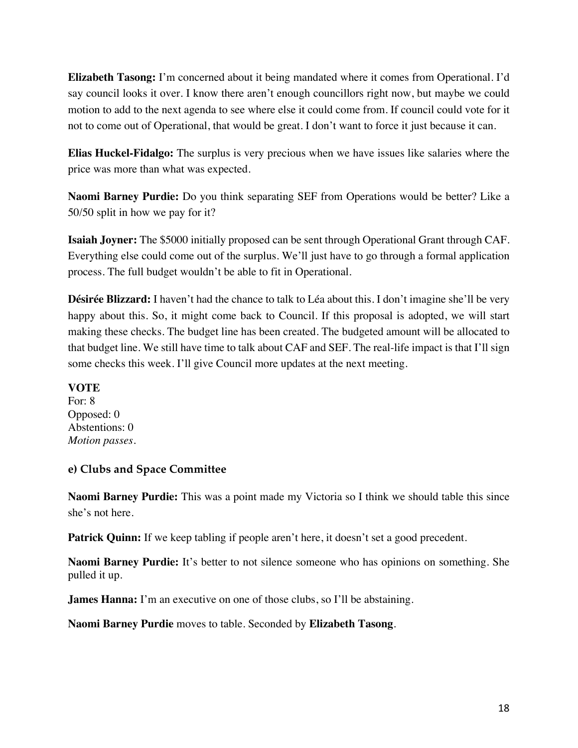**Elizabeth Tasong:** I'm concerned about it being mandated where it comes from Operational. I'd say council looks it over. I know there aren't enough councillors right now, but maybe we could motion to add to the next agenda to see where else it could come from. If council could vote for it not to come out of Operational, that would be great. I don't want to force it just because it can.

**Elias Huckel-Fidalgo:** The surplus is very precious when we have issues like salaries where the price was more than what was expected.

**Naomi Barney Purdie:** Do you think separating SEF from Operations would be better? Like a 50/50 split in how we pay for it?

**Isaiah Joyner:** The $5000 initially proposed can be sent through Operational Grant through CAF. Everything else could come out of the surplus. We'll just have to go through a formal application process. The full budget wouldn't be able to fit in Operational.

**Désirée Blizzard:** I haven't had the chance to talk to Léa about this. I don't imagine she'll be very happy about this. So, it might come back to Council. If this proposal is adopted, we will start making these checks. The budget line has been created. The budgeted amount will be allocated to that budget line. We still have time to talk about CAF and SEF. The real-life impact is that I'll sign some checks this week. I'll give Council more updates at the next meeting.

**VOTE**
For: 8
Opposed: 0
Abstentions: 0
*Motion passes.*

**e) Clubs and Space Committee**

**Naomi Barney Purdie:** This was a point made my Victoria so I think we should table this since she's not here.

**Patrick Quinn:** If we keep tabling if people aren't here, it doesn't set a good precedent.

**Naomi Barney Purdie:** It's better to not silence someone who has opinions on something. She pulled it up.

**James Hanna:** I'm an executive on one of those clubs, so I'll be abstaining.

**Naomi Barney Purdie** moves to table. Seconded by **Elizabeth Tasong**.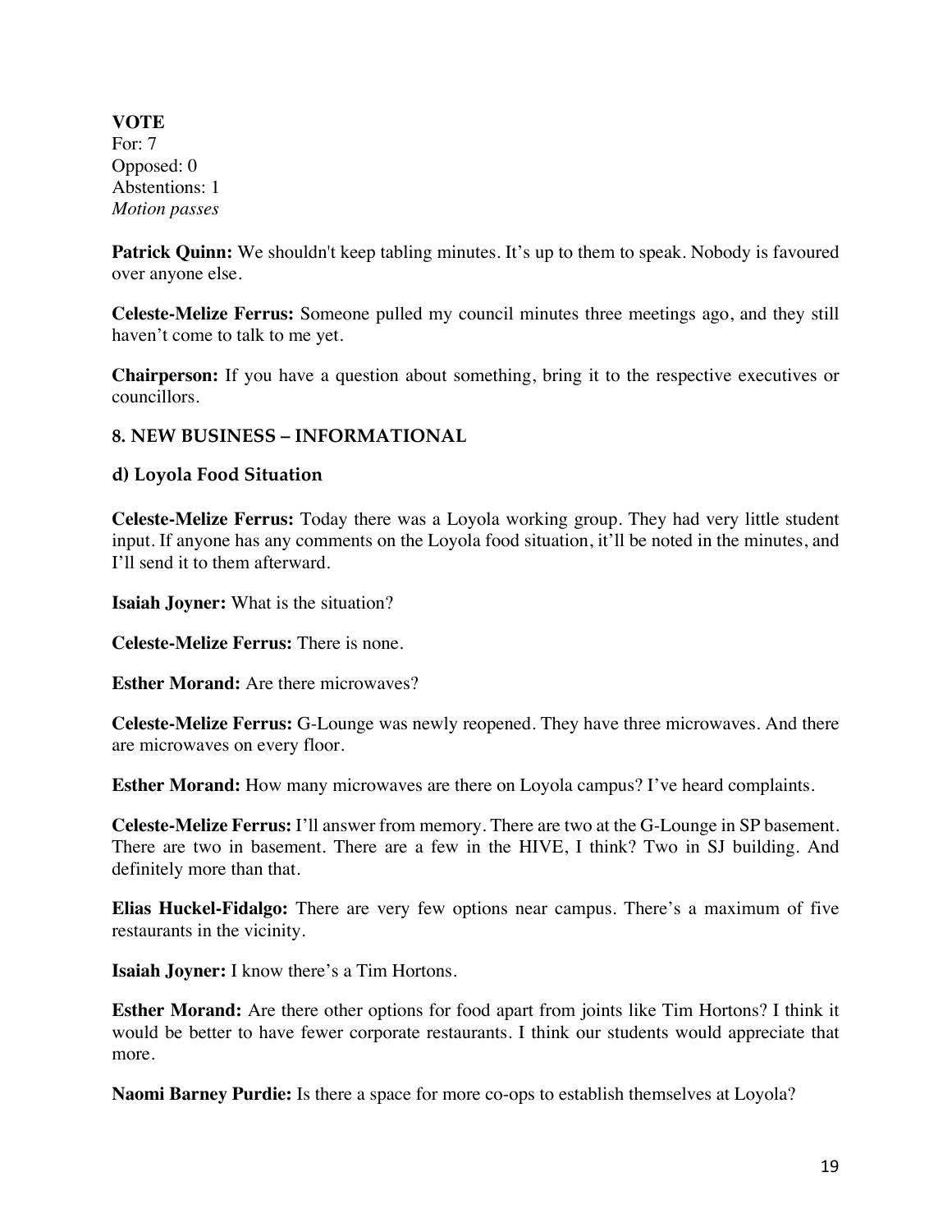**VOTE**
For: 7
Opposed: 0
Abstentions: 1
*Motion passes*

**Patrick Quinn:** We shouldn't keep tabling minutes. It's up to them to speak. Nobody is favoured over anyone else.

**Celeste-Melize Ferrus:** Someone pulled my council minutes three meetings ago, and they still haven't come to talk to me yet.

**Chairperson:** If you have a question about something, bring it to the respective executives or councillors.

## 8. NEW BUSINESS – INFORMATIONAL

### d) Loyola Food Situation

**Celeste-Melize Ferrus:** Today there was a Loyola working group. They had very little student input. If anyone has any comments on the Loyola food situation, it'll be noted in the minutes, and I'll send it to them afterward.

**Isaiah Joyner:** What is the situation?

**Celeste-Melize Ferrus:** There is none.

**Esther Morand:** Are there microwaves?

**Celeste-Melize Ferrus:** G-Lounge was newly reopened. They have three microwaves. And there are microwaves on every floor.

**Esther Morand:** How many microwaves are there on Loyola campus? I've heard complaints.

**Celeste-Melize Ferrus:** I'll answer from memory. There are two at the G-Lounge in SP basement. There are two in basement. There are a few in the HIVE, I think? Two in SJ building. And definitely more than that.

**Elias Huckel-Fidalgo:** There are very few options near campus. There's a maximum of five restaurants in the vicinity.

**Isaiah Joyner:** I know there's a Tim Hortons.

**Esther Morand:** Are there other options for food apart from joints like Tim Hortons? I think it would be better to have fewer corporate restaurants. I think our students would appreciate that more.

**Naomi Barney Purdie:** Is there a space for more co-ops to establish themselves at Loyola?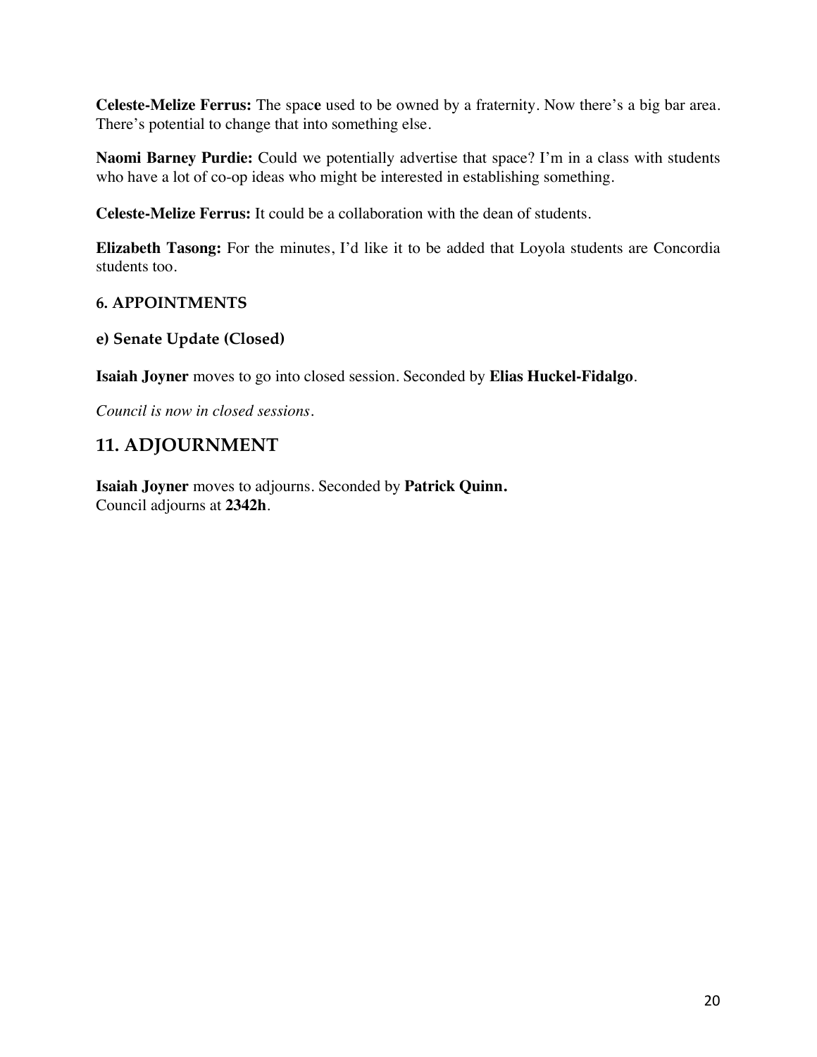**Celeste-Melize Ferrus:** The space used to be owned by a fraternity. Now there's a big bar area. There's potential to change that into something else.

**Naomi Barney Purdie:** Could we potentially advertise that space? I'm in a class with students who have a lot of co-op ideas who might be interested in establishing something.

**Celeste-Melize Ferrus:** It could be a collaboration with the dean of students.

**Elizabeth Tasong:** For the minutes, I'd like it to be added that Loyola students are Concordia students too.

### 6. APPOINTMENTS

### e) Senate Update (Closed)

**Isaiah Joyner** moves to go into closed session. Seconded by **Elias Huckel-Fidalgo**.

*Council is now in closed sessions.*

## 11. ADJOURNMENT

**Isaiah Joyner** moves to adjourns. Seconded by **Patrick Quinn.**
Council adjourns at **2342h**.